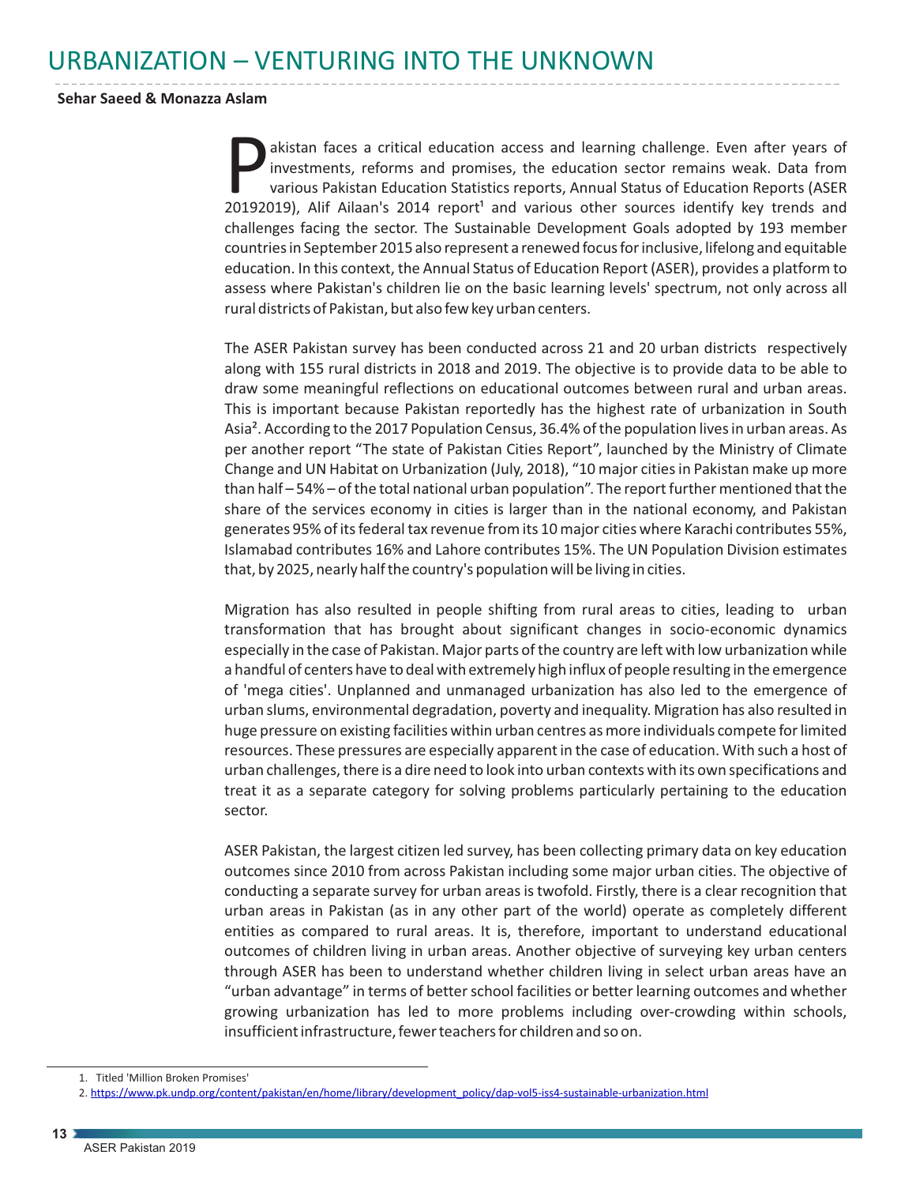# URBANIZATION – VENTURING INTO THE UNKNOWN

**Sehar Saeed & Monazza Aslam**

Pakistan faces a critical education access and learning challenge. Even after years of investments, reforms and promises, the education sector remains weak. Data from various Pakistan Education Statistics reports, Annual Status of Education Reports (ASER 20192019), Alif Ailaan's 2014 report[1] and various other sources identify key trends and challenges facing the sector. The Sustainable Development Goals adopted by 193 member countries in September 2015 also represent a renewed focus for inclusive, lifelong and equitable education. In this context, the Annual Status of Education Report (ASER), provides a platform to assess where Pakistan's children lie on the basic learning levels' spectrum, not only across all rural districts of Pakistan, but also few key urban centers.

The ASER Pakistan survey has been conducted across 21 and 20 urban districts respectively along with 155 rural districts in 2018 and 2019. The objective is to provide data to be able to draw some meaningful reflections on educational outcomes between rural and urban areas. This is important because Pakistan reportedly has the highest rate of urbanization in South Asia[2]. According to the 2017 Population Census, 36.4% of the population lives in urban areas. As per another report "The state of Pakistan Cities Report", launched by the Ministry of Climate Change and UN Habitat on Urbanization (July, 2018), "10 major cities in Pakistan make up more than half – 54% – of the total national urban population". The report further mentioned that the share of the services economy in cities is larger than in the national economy, and Pakistan generates 95% of its federal tax revenue from its 10 major cities where Karachi contributes 55%, Islamabad contributes 16% and Lahore contributes 15%. The UN Population Division estimates that, by 2025, nearly half the country's population will be living in cities.

Migration has also resulted in people shifting from rural areas to cities, leading to urban transformation that has brought about significant changes in socio-economic dynamics especially in the case of Pakistan. Major parts of the country are left with low urbanization while a handful of centers have to deal with extremely high influx of people resulting in the emergence of 'mega cities'. Unplanned and unmanaged urbanization has also led to the emergence of urban slums, environmental degradation, poverty and inequality. Migration has also resulted in huge pressure on existing facilities within urban centres as more individuals compete for limited resources. These pressures are especially apparent in the case of education. With such a host of urban challenges, there is a dire need to look into urban contexts with its own specifications and treat it as a separate category for solving problems particularly pertaining to the education sector.

ASER Pakistan, the largest citizen led survey, has been collecting primary data on key education outcomes since 2010 from across Pakistan including some major urban cities. The objective of conducting a separate survey for urban areas is twofold. Firstly, there is a clear recognition that urban areas in Pakistan (as in any other part of the world) operate as completely different entities as compared to rural areas. It is, therefore, important to understand educational outcomes of children living in urban areas. Another objective of surveying key urban centers through ASER has been to understand whether children living in select urban areas have an "urban advantage" in terms of better school facilities or better learning outcomes and whether growing urbanization has led to more problems including over-crowding within schools, insufficient infrastructure, fewer teachers for children and so on.

---

1. Titled 'Million Broken Promises'
2. https://www.pk.undp.org/content/pakistan/en/home/library/development_policy/dap-vol5-iss4-sustainable-urbanization.html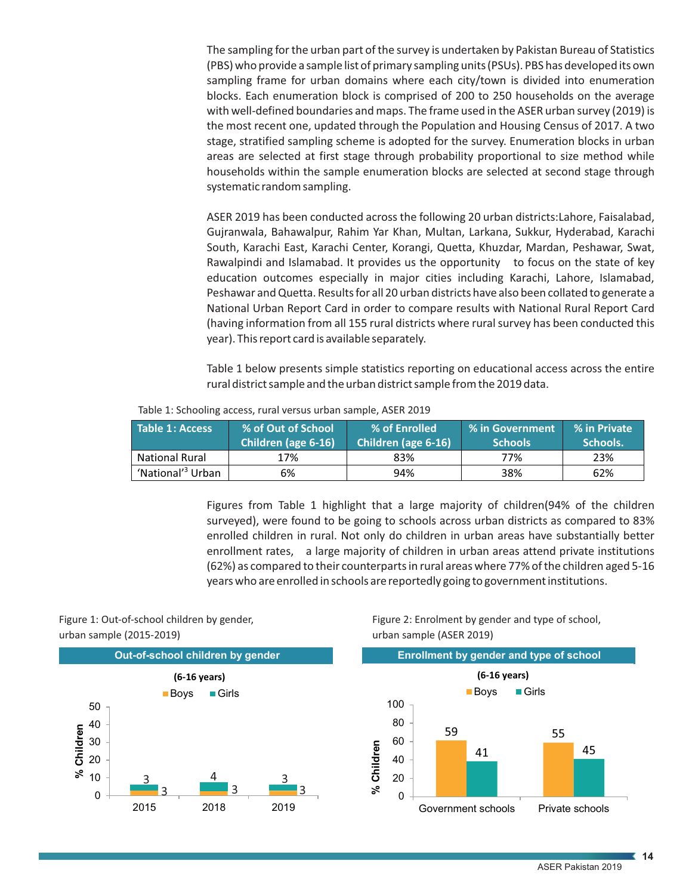The sampling for the urban part of the survey is undertaken by Pakistan Bureau of Statistics (PBS) who provide a sample list of primary sampling units (PSUs). PBS has developed its own sampling frame for urban domains where each city/town is divided into enumeration blocks. Each enumeration block is comprised of 200 to 250 households on the average with well-defined boundaries and maps. The frame used in the ASER urban survey (2019) is the most recent one, updated through the Population and Housing Census of 2017. A two stage, stratified sampling scheme is adopted for the survey. Enumeration blocks in urban areas are selected at first stage through probability proportional to size method while households within the sample enumeration blocks are selected at second stage through systematic random sampling.

ASER 2019 has been conducted across the following 20 urban districts:Lahore, Faisalabad, Gujranwala, Bahawalpur, Rahim Yar Khan, Multan, Larkana, Sukkur, Hyderabad, Karachi South, Karachi East, Karachi Center, Korangi, Quetta, Khuzdar, Mardan, Peshawar, Swat, Rawalpindi and Islamabad. It provides us the opportunity to focus on the state of key education outcomes especially in major cities including Karachi, Lahore, Islamabad, Peshawar and Quetta. Results for all 20 urban districts have also been collated to generate a National Urban Report Card in order to compare results with National Rural Report Card (having information from all 155 rural districts where rural survey has been conducted this year). This report card is available separately.

Table 1 below presents simple statistics reporting on educational access across the entire rural district sample and the urban district sample from the 2019 data.

Table 1: Schooling access, rural versus urban sample, ASER 2019

| Table 1: Access | % of Out of School Children (age 6-16) | % of Enrolled Children (age 6-16) | % in Government Schools | % in Private Schools. |
|---|---|---|---|---|
| National Rural | 17% | 83% | 77% | 23% |
| 'National'[3] Urban | 6% | 94% | 38% | 62% |

Figures from Table 1 highlight that a large majority of children(94% of the children surveyed), were found to be going to schools across urban districts as compared to 83% enrolled children in rural. Not only do children in urban areas have substantially better enrollment rates, a large majority of children in urban areas attend private institutions (62%) as compared to their counterparts in rural areas where 77% of the children aged 5-16 years who are enrolled in schools are reportedly going to government institutions.

Figure 1: Out-of-school children by gender, urban sample (2015-2019)

**Out-of-school children by gender**
(6-16 years)

| Year | Boys | Girls |
|---|---|---|
| 2015 | 3 | 3 |
| 2018 | 3 | 4 |
| 2019 | 3 | 3 |

Figure 2: Enrolment by gender and type of school, urban sample (ASER 2019)

**Enrollment by gender and type of school**
(6-16 years)

| Type of school | Boys | Girls |
|---|---|---|
| Government schools | 59 | 41 |
| Private schools | 55 | 45 |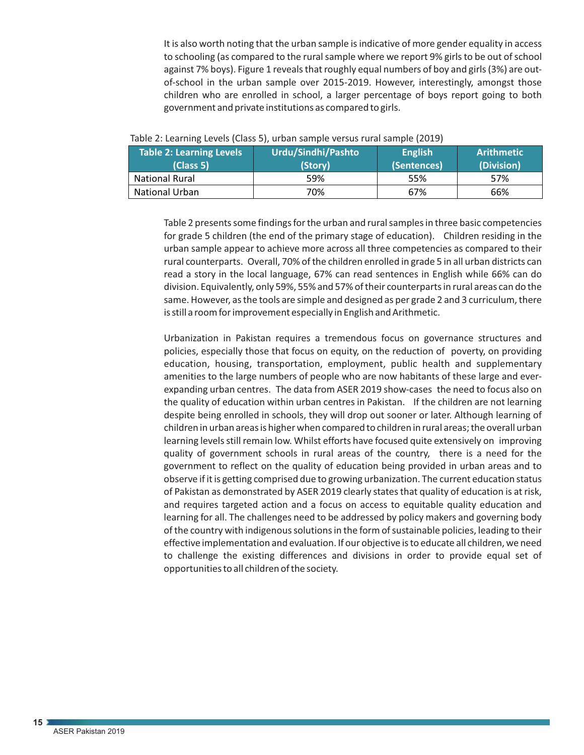It is also worth noting that the urban sample is indicative of more gender equality in access to schooling (as compared to the rural sample where we report 9% girls to be out of school against 7% boys). Figure 1 reveals that roughly equal numbers of boy and girls (3%) are out-of-school in the urban sample over 2015-2019. However, interestingly, amongst those children who are enrolled in school, a larger percentage of boys report going to both government and private institutions as compared to girls.

Table 2: Learning Levels (Class 5), urban sample versus rural sample (2019)

| Table 2: Learning Levels (Class 5) | Urdu/Sindhi/Pashto (Story) | English (Sentences) | Arithmetic (Division) |
|---|---|---|---|
| National Rural | 59% | 55% | 57% |
| National Urban | 70% | 67% | 66% |

Table 2 presents some findings for the urban and rural samples in three basic competencies for grade 5 children (the end of the primary stage of education). Children residing in the urban sample appear to achieve more across all three competencies as compared to their rural counterparts. Overall, 70% of the children enrolled in grade 5 in all urban districts can read a story in the local language, 67% can read sentences in English while 66% can do division. Equivalently, only 59%, 55% and 57% of their counterparts in rural areas can do the same. However, as the tools are simple and designed as per grade 2 and 3 curriculum, there is still a room for improvement especially in English and Arithmetic.

Urbanization in Pakistan requires a tremendous focus on governance structures and policies, especially those that focus on equity, on the reduction of poverty, on providing education, housing, transportation, employment, public health and supplementary amenities to the large numbers of people who are now habitants of these large and ever-expanding urban centres. The data from ASER 2019 show-cases the need to focus also on the quality of education within urban centres in Pakistan. If the children are not learning despite being enrolled in schools, they will drop out sooner or later. Although learning of children in urban areas is higher when compared to children in rural areas; the overall urban learning levels still remain low. Whilst efforts have focused quite extensively on improving quality of government schools in rural areas of the country, there is a need for the government to reflect on the quality of education being provided in urban areas and to observe if it is getting comprised due to growing urbanization. The current education status of Pakistan as demonstrated by ASER 2019 clearly states that quality of education is at risk, and requires targeted action and a focus on access to equitable quality education and learning for all. The challenges need to be addressed by policy makers and governing body of the country with indigenous solutions in the form of sustainable policies, leading to their effective implementation and evaluation. If our objective is to educate all children, we need to challenge the existing differences and divisions in order to provide equal set of opportunities to all children of the society.